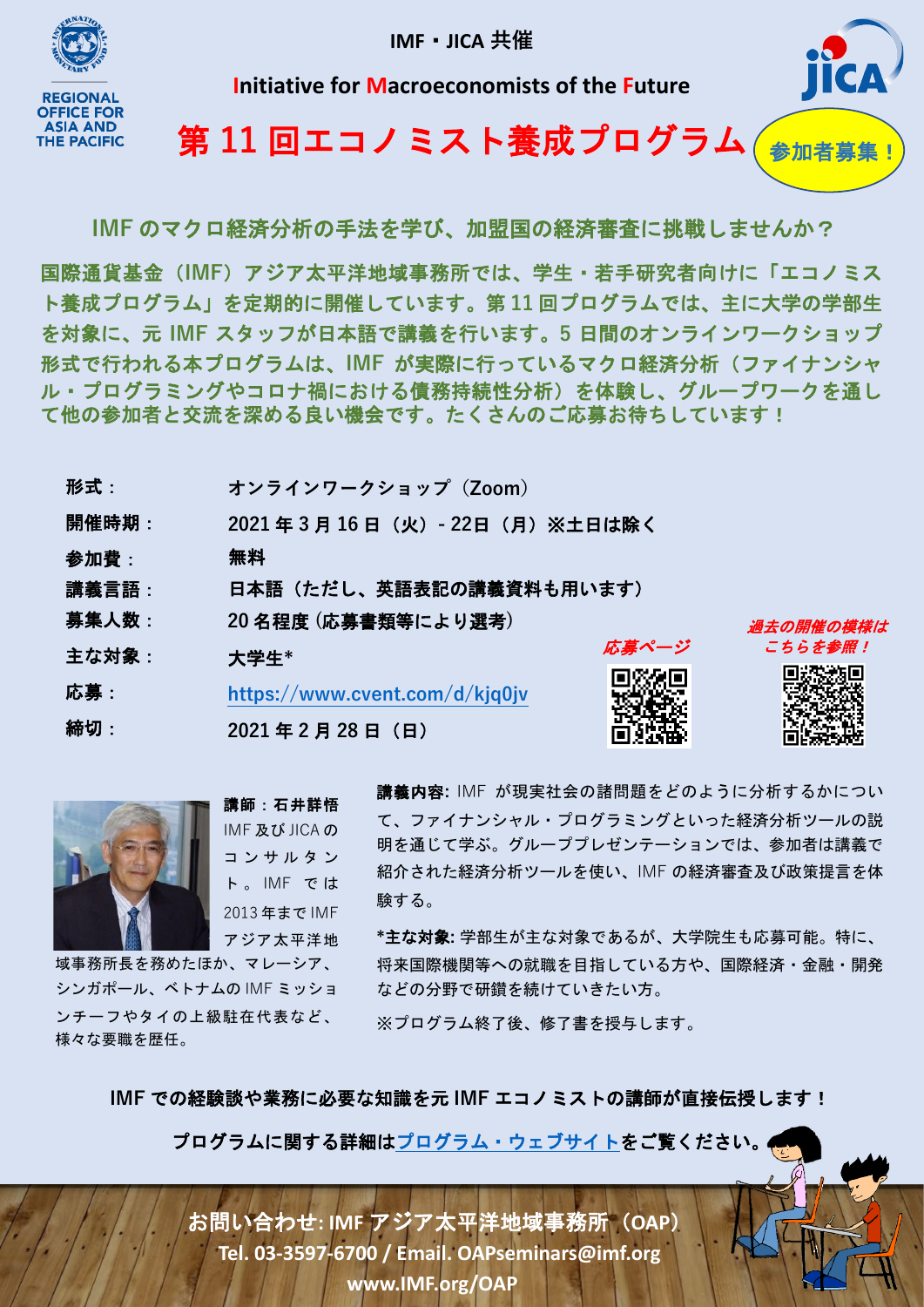REGIONAL OFFICE FOR ASIA AND THE PACIFIC

IMF・JICA 共催

Initiative for Macroeconomists of the Future

# 第 11 回エコノミスト養成プログラム

参加者募集！

## IMF のマクロ経済分析の手法を学び、加盟国の経済審査に挑戦しませんか？

国際通貨基金（IMF）アジア太平洋地域事務所では、学生・若手研究者向けに「エコノミスト養成プログラム」を定期的に開催しています。第 11 回プログラムでは、主に大学の学部生を対象に、元 IMF スタッフが日本語で講義を行います。5 日間のオンラインワークショップ形式で行われる本プログラムは、IMF が実際に行っているマクロ経済分析（ファイナンシャル・プログラミングやコロナ禍における債務持続性分析）を体験し、グループワークを通して他の参加者と交流を深める良い機会です。たくさんのご応募お待ちしています！

| | |
|---|---|
| **形式：** | **オンラインワークショップ（Zoom）** |
| **開催時期：** | **2021 年 3 月 16 日（火）- 22日（月）※土日は除く** |
| **参加費：** | **無料** |
| **講義言語：** | **日本語（ただし、英語表記の講義資料も用います）** |
| **募集人数：** | **20 名程度（応募書類等により選考）** |
| **主な対象：** | **大学生*** |
| **応募：** | **https://www.cvent.com/d/kjq0jv** |
| **締切：** | **2021 年 2 月 28 日（日）** |

*応募ページ*

*過去の開催の模様はこちらを参照！*

**講師：石井詳悟**

IMF 及び JICA のコンサルタント。IMF では 2013 年まで IMF アジア太平洋地域事務所長を務めたほか、マレーシア、シンガポール、ベトナムの IMF ミッションチーフやタイの上級駐在代表など、様々な要職を歴任。

**講義内容:** IMF が現実社会の諸問題をどのように分析するかについて、ファイナンシャル・プログラミングといった経済分析ツールの説明を通じて学ぶ。グループプレゼンテーションでは、参加者は講義で紹介された経済分析ツールを使い、IMF の経済審査及び政策提言を体験する。

**\*主な対象:** 学部生が主な対象であるが、大学院生も応募可能。特に、将来国際機関等への就職を目指している方や、国際経済・金融・開発などの分野で研鑽を続けていきたい方。

※プログラム終了後、修了書を授与します。

**IMF での経験談や業務に必要な知識を元 IMF エコノミストの講師が直接伝授します！**

**プログラムに関する詳細はプログラム・ウェブサイトをご覧ください。**

**お問い合わせ: IMF アジア太平洋地域事務所（OAP）**
**Tel. 03-3597-6700 / Email. OAPseminars@imf.org**
**www.IMF.org/OAP**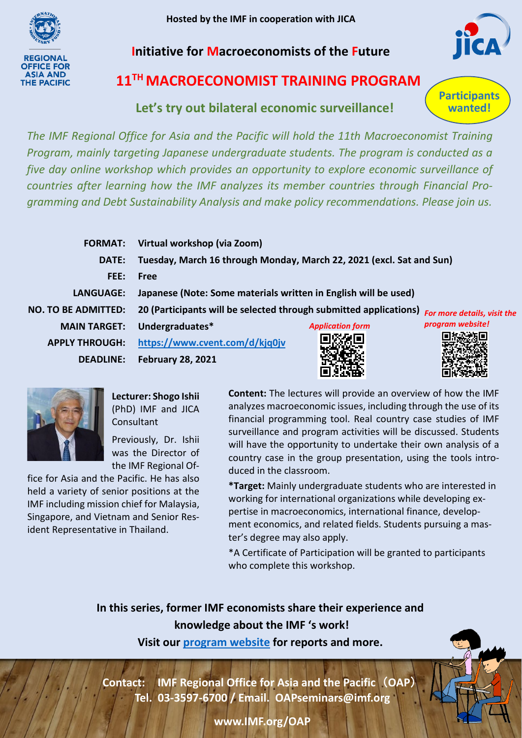Hosted by the IMF in cooperation with JICA

REGIONAL OFFICE FOR ASIA AND THE PACIFIC

# Initiative for Macroeconomists of the Future

# 11TH MACROECONOMIST TRAINING PROGRAM

## Let's try out bilateral economic surveillance!

**Participants wanted!**

*The IMF Regional Office for Asia and the Pacific will hold the 11th Macroeconomist Training Program, mainly targeting Japanese undergraduate students. The program is conducted as a five day online workshop which provides an opportunity to explore economic surveillance of countries after learning how the IMF analyzes its member countries through Financial Programming and Debt Sustainability Analysis and make policy recommendations. Please join us.*

| | |
|---|---|
| **FORMAT:** | **Virtual workshop (via Zoom)** |
| **DATE:** | **Tuesday, March 16 through Monday, March 22, 2021 (excl. Sat and Sun)** |
| **FEE:** | **Free** |
| **LANGUAGE:** | **Japanese (Note: Some materials written in English will be used)** |
| **NO. TO BE ADMITTED:** | **20 (Participants will be selected through submitted applications)** |
| **MAIN TARGET:** | **Undergraduates*** |
| **APPLY THROUGH:** | **https://www.cvent.com/d/kjq0jv** |
| **DEADLINE:** | **February 28, 2021** |

*Application form*

*For more details, visit the program website!*

**Lecturer: Shogo Ishii** (PhD) IMF and JICA Consultant

Previously, Dr. Ishii was the Director of the IMF Regional Office for Asia and the Pacific. He has also held a variety of senior positions at the IMF including mission chief for Malaysia, Singapore, and Vietnam and Senior Resident Representative in Thailand.

**Content:** The lectures will provide an overview of how the IMF analyzes macroeconomic issues, including through the use of its financial programming tool. Real country case studies of IMF surveillance and program activities will be discussed. Students will have the opportunity to undertake their own analysis of a country case in the group presentation, using the tools introduced in the classroom.

***Target:** Mainly undergraduate students who are interested in working for international organizations while developing expertise in macroeconomics, international finance, development economics, and related fields. Students pursuing a master's degree may also apply.

*A Certificate of Participation will be granted to participants who complete this workshop.

**In this series, former IMF economists share their experience and knowledge about the IMF 's work!**

**Visit our program website for reports and more.**

**Contact: IMF Regional Office for Asia and the Pacific（OAP）**
**Tel. 03-3597-6700 / Email. OAPseminars@imf.org**

**www.IMF.org/OAP**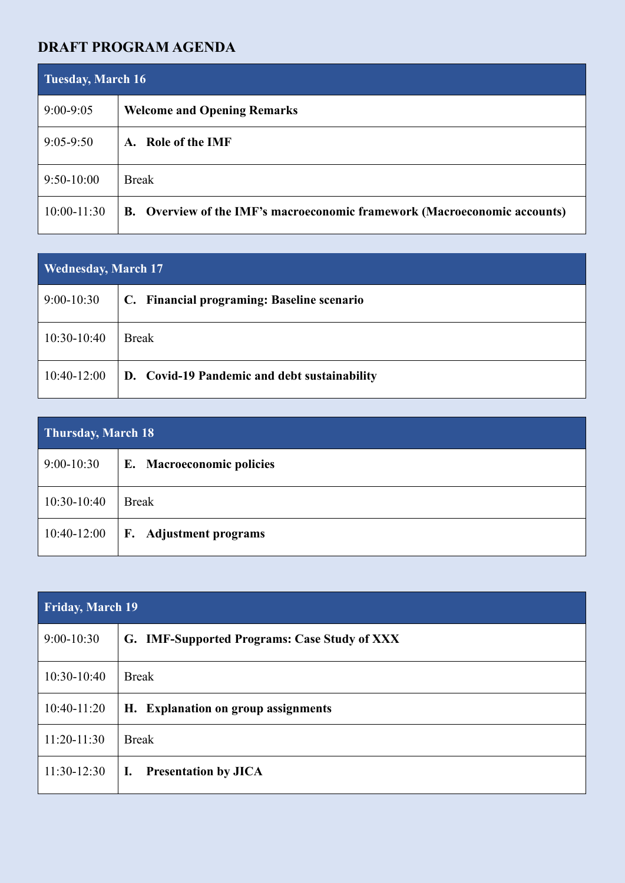## DRAFT PROGRAM AGENDA

| Tuesday, March 16 | |
|---|---|
| 9:00-9:05 | **Welcome and Opening Remarks** |
| 9:05-9:50 | **A. Role of the IMF** |
| 9:50-10:00 | Break |
| 10:00-11:30 | **B. Overview of the IMF's macroeconomic framework (Macroeconomic accounts)** |

| Wednesday, March 17 | |
|---|---|
| 9:00-10:30 | **C. Financial programing: Baseline scenario** |
| 10:30-10:40 | Break |
| 10:40-12:00 | **D. Covid-19 Pandemic and debt sustainability** |

| Thursday, March 18 | |
|---|---|
| 9:00-10:30 | **E. Macroeconomic policies** |
| 10:30-10:40 | Break |
| 10:40-12:00 | **F. Adjustment programs** |

| Friday, March 19 | |
|---|---|
| 9:00-10:30 | **G. IMF-Supported Programs: Case Study of XXX** |
| 10:30-10:40 | Break |
| 10:40-11:20 | **H. Explanation on group assignments** |
| 11:20-11:30 | Break |
| 11:30-12:30 | **I. Presentation by JICA** |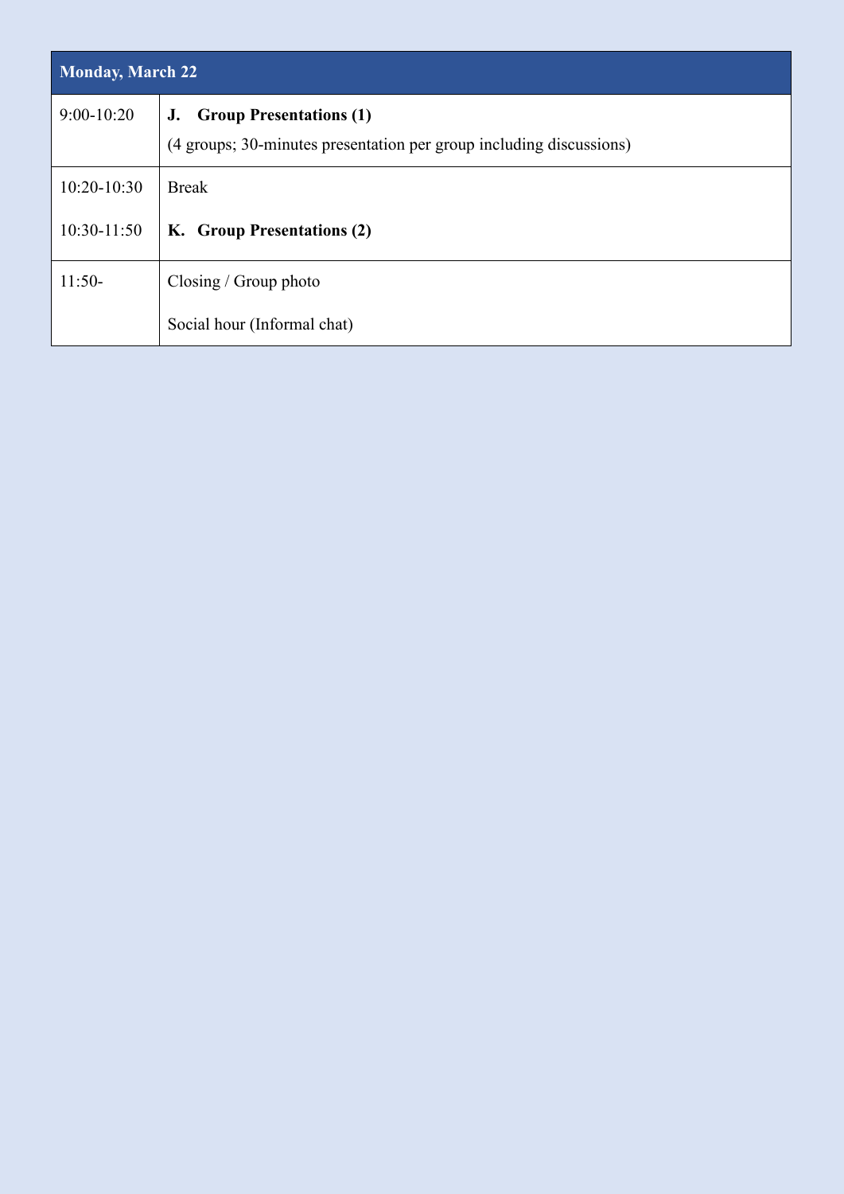| Monday, March 22 | |
|---|---|
| 9:00-10:20 | **J. Group Presentations (1)**<br>(4 groups; 30-minutes presentation per group including discussions) |
| 10:20-10:30<br>10:30-11:50 | Break<br>**K. Group Presentations (2)** |
| 11:50- | Closing / Group photo<br>Social hour (Informal chat) |